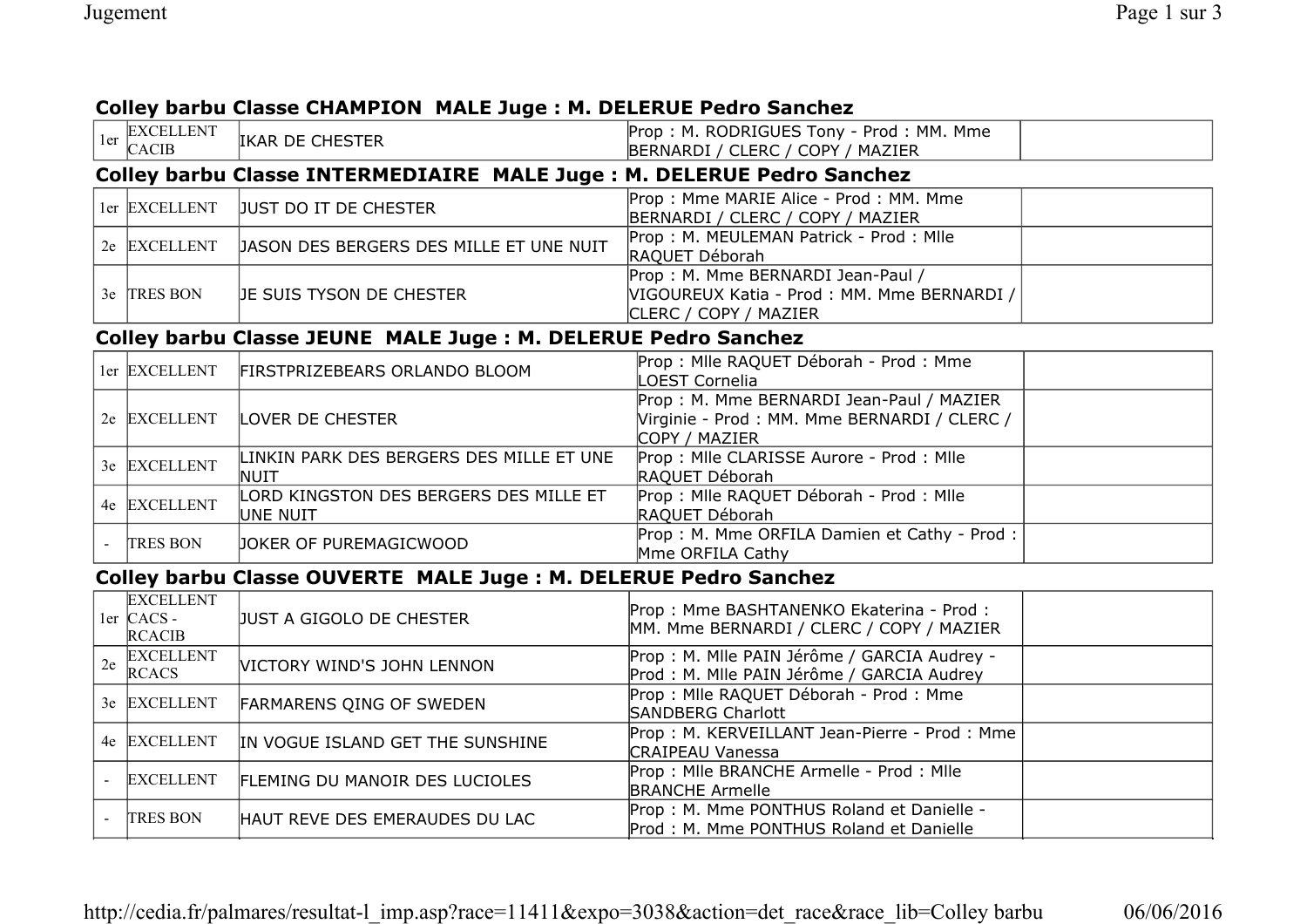### Colley barbu Classe CHAMPION MALE Juge : M. DELERUE Pedro Sanchez

| | | | | |
|---|---|---|---|---|
| 1er | EXCELLENT CACIB | IKAR DE CHESTER | Prop : M. RODRIGUES Tony - Prod : MM. Mme BERNARDI / CLERC / COPY / MAZIER | |

### Colley barbu Classe INTERMEDIAIRE MALE Juge : M. DELERUE Pedro Sanchez

| | | | | |
|---|---|---|---|---|
| 1er | EXCELLENT | JUST DO IT DE CHESTER | Prop : Mme MARIE Alice - Prod : MM. Mme BERNARDI / CLERC / COPY / MAZIER | |
| 2e | EXCELLENT | JASON DES BERGERS DES MILLE ET UNE NUIT | Prop : M. MEULEMAN Patrick - Prod : Mlle RAQUET Déborah | |
| 3e | TRES BON | JE SUIS TYSON DE CHESTER | Prop : M. Mme BERNARDI Jean-Paul / VIGOUREUX Katia - Prod : MM. Mme BERNARDI / CLERC / COPY / MAZIER | |

### Colley barbu Classe JEUNE MALE Juge : M. DELERUE Pedro Sanchez

| | | | | |
|---|---|---|---|---|
| 1er | EXCELLENT | FIRSTPRIZEBEARS ORLANDO BLOOM | Prop : Mlle RAQUET Déborah - Prod : Mme LOEST Cornelia | |
| 2e | EXCELLENT | LOVER DE CHESTER | Prop : M. Mme BERNARDI Jean-Paul / MAZIER Virginie - Prod : MM. Mme BERNARDI / CLERC / COPY / MAZIER | |
| 3e | EXCELLENT | LINKIN PARK DES BERGERS DES MILLE ET UNE NUIT | Prop : Mlle CLARISSE Aurore - Prod : Mlle RAQUET Déborah | |
| 4e | EXCELLENT | LORD KINGSTON DES BERGERS DES MILLE ET UNE NUIT | Prop : Mlle RAQUET Déborah - Prod : Mlle RAQUET Déborah | |
| - | TRES BON | JOKER OF PUREMAGICWOOD | Prop : M. Mme ORFILA Damien et Cathy - Prod : Mme ORFILA Cathy | |

### Colley barbu Classe OUVERTE MALE Juge : M. DELERUE Pedro Sanchez

| | | | | |
|---|---|---|---|---|
| 1er | EXCELLENT CACS - RCACIB | JUST A GIGOLO DE CHESTER | Prop : Mme BASHTANENKO Ekaterina - Prod : MM. Mme BERNARDI / CLERC / COPY / MAZIER | |
| 2e | EXCELLENT RCACS | VICTORY WIND'S JOHN LENNON | Prop : M. Mlle PAIN Jérôme / GARCIA Audrey - Prod : M. Mlle PAIN Jérôme / GARCIA Audrey | |
| 3e | EXCELLENT | FARMARENS QING OF SWEDEN | Prop : Mlle RAQUET Déborah - Prod : Mme SANDBERG Charlott | |
| 4e | EXCELLENT | IN VOGUE ISLAND GET THE SUNSHINE | Prop : M. KERVEILLANT Jean-Pierre - Prod : Mme CRAIPEAU Vanessa | |
| - | EXCELLENT | FLEMING DU MANOIR DES LUCIOLES | Prop : Mlle BRANCHE Armelle - Prod : Mlle BRANCHE Armelle | |
| - | TRES BON | HAUT REVE DES EMERAUDES DU LAC | Prop : M. Mme PONTHUS Roland et Danielle - Prod : M. Mme PONTHUS Roland et Danielle | |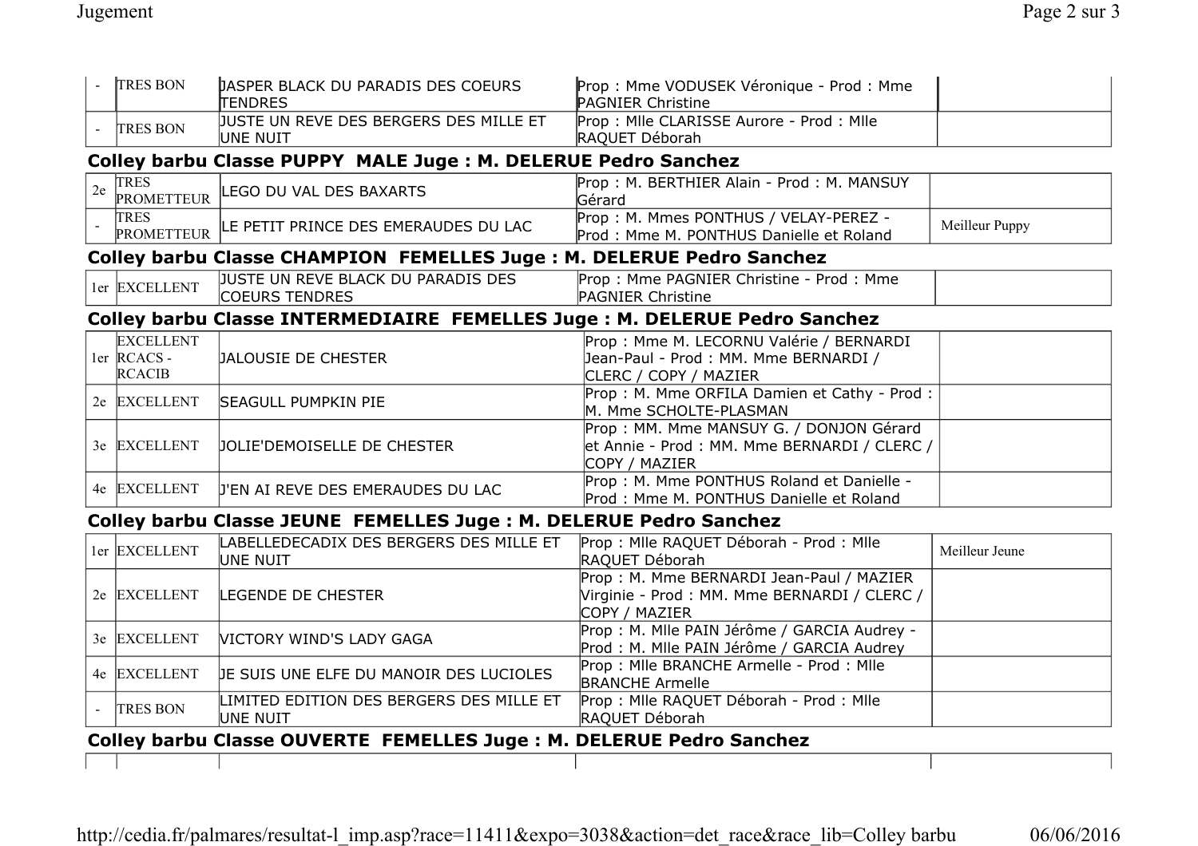| - | TRES BON | JASPER BLACK DU PARADIS DES COEURS TENDRES | Prop : Mme VODUSEK Véronique - Prod : Mme PAGNIER Christine | |
|---|---|---|---|---|
| - | TRES BON | JUSTE UN REVE DES BERGERS DES MILLE ET UNE NUIT | Prop : Mlle CLARISSE Aurore - Prod : Mlle RAQUET Déborah | |

### Colley barbu Classe PUPPY MALE Juge : M. DELERUE Pedro Sanchez

| | | | | |
|---|---|---|---|---|
| 2e | TRES PROMETTEUR | LEGO DU VAL DES BAXARTS | Prop : M. BERTHIER Alain - Prod : M. MANSUY Gérard | |
| - | TRES PROMETTEUR | LE PETIT PRINCE DES EMERAUDES DU LAC | Prop : M. Mmes PONTHUS / VELAY-PEREZ - Prod : Mme M. PONTHUS Danielle et Roland | Meilleur Puppy |

### Colley barbu Classe CHAMPION FEMELLES Juge : M. DELERUE Pedro Sanchez

| | | | | |
|---|---|---|---|---|
| 1er | EXCELLENT | JUSTE UN REVE BLACK DU PARADIS DES COEURS TENDRES | Prop : Mme PAGNIER Christine - Prod : Mme PAGNIER Christine | |

### Colley barbu Classe INTERMEDIAIRE FEMELLES Juge : M. DELERUE Pedro Sanchez

| | | | | |
|---|---|---|---|---|
| 1er | EXCELLENT RCACS - RCACIB | JALOUSIE DE CHESTER | Prop : Mme M. LECORNU Valérie / BERNARDI Jean-Paul - Prod : MM. Mme BERNARDI / CLERC / COPY / MAZIER | |
| 2e | EXCELLENT | SEAGULL PUMPKIN PIE | Prop : M. Mme ORFILA Damien et Cathy - Prod : M. Mme SCHOLTE-PLASMAN | |
| 3e | EXCELLENT | JOLIE'DEMOISELLE DE CHESTER | Prop : MM. Mme MANSUY G. / DONJON Gérard et Annie - Prod : MM. Mme BERNARDI / CLERC / COPY / MAZIER | |
| 4e | EXCELLENT | J'EN AI REVE DES EMERAUDES DU LAC | Prop : M. Mme PONTHUS Roland et Danielle - Prod : Mme M. PONTHUS Danielle et Roland | |

### Colley barbu Classe JEUNE FEMELLES Juge : M. DELERUE Pedro Sanchez

| | | | | |
|---|---|---|---|---|
| 1er | EXCELLENT | LABELLEDECADIX DES BERGERS DES MILLE ET UNE NUIT | Prop : Mlle RAQUET Déborah - Prod : Mlle RAQUET Déborah | Meilleur Jeune |
| 2e | EXCELLENT | LEGENDE DE CHESTER | Prop : M. Mme BERNARDI Jean-Paul / MAZIER Virginie - Prod : MM. Mme BERNARDI / CLERC / COPY / MAZIER | |
| 3e | EXCELLENT | VICTORY WIND'S LADY GAGA | Prop : M. Mlle PAIN Jérôme / GARCIA Audrey - Prod : M. Mlle PAIN Jérôme / GARCIA Audrey | |
| 4e | EXCELLENT | JE SUIS UNE ELFE DU MANOIR DES LUCIOLES | Prop : Mlle BRANCHE Armelle - Prod : Mlle BRANCHE Armelle | |
| - | TRES BON | LIMITED EDITION DES BERGERS DES MILLE ET UNE NUIT | Prop : Mlle RAQUET Déborah - Prod : Mlle RAQUET Déborah | |

### Colley barbu Classe OUVERTE FEMELLES Juge : M. DELERUE Pedro Sanchez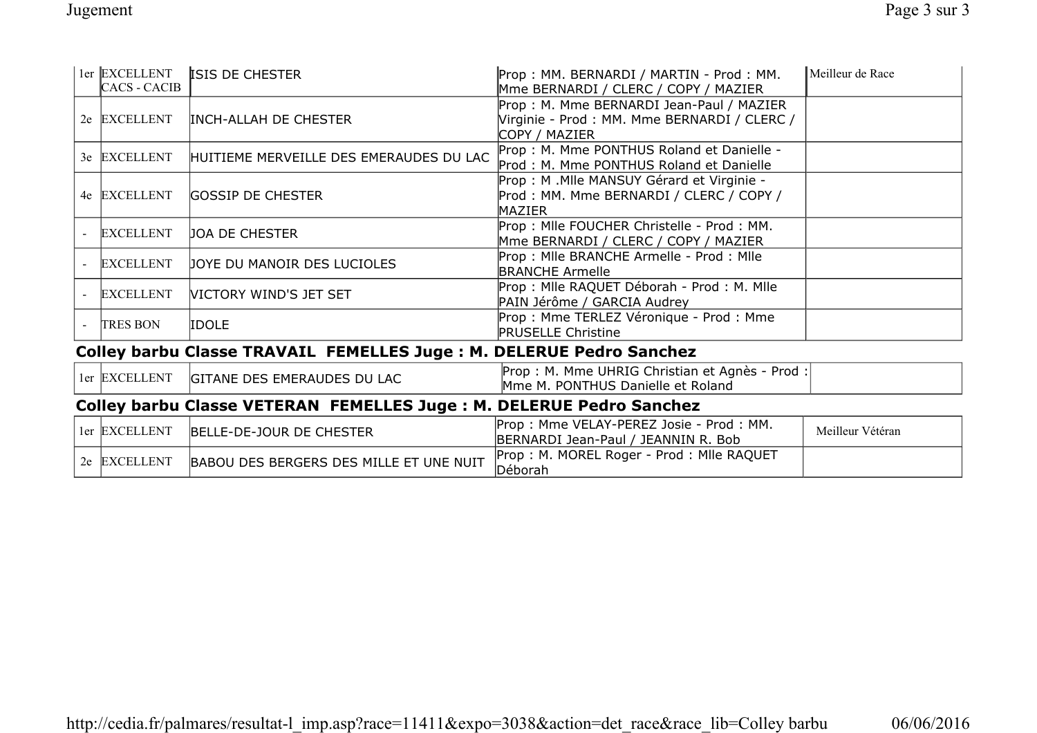| | | | | |
|---|---|---|---|---|
| 1er | EXCELLENT CACS - CACIB | ISIS DE CHESTER | Prop : MM. BERNARDI / MARTIN - Prod : MM. Mme BERNARDI / CLERC / COPY / MAZIER | Meilleur de Race |
| 2e | EXCELLENT | INCH-ALLAH DE CHESTER | Prop : M. Mme BERNARDI Jean-Paul / MAZIER Virginie - Prod : MM. Mme BERNARDI / CLERC / COPY / MAZIER | |
| 3e | EXCELLENT | HUITIEME MERVEILLE DES EMERAUDES DU LAC | Prop : M. Mme PONTHUS Roland et Danielle - Prod : M. Mme PONTHUS Roland et Danielle | |
| 4e | EXCELLENT | GOSSIP DE CHESTER | Prop : M .Mlle MANSUY Gérard et Virginie - Prod : MM. Mme BERNARDI / CLERC / COPY / MAZIER | |
| - | EXCELLENT | JOA DE CHESTER | Prop : Mlle FOUCHER Christelle - Prod : MM. Mme BERNARDI / CLERC / COPY / MAZIER | |
| - | EXCELLENT | JOYE DU MANOIR DES LUCIOLES | Prop : Mlle BRANCHE Armelle - Prod : Mlle BRANCHE Armelle | |
| - | EXCELLENT | VICTORY WIND'S JET SET | Prop : Mlle RAQUET Déborah - Prod : M. Mlle PAIN Jérôme / GARCIA Audrey | |
| - | TRES BON | IDOLE | Prop : Mme TERLEZ Véronique - Prod : Mme PRUSELLE Christine | |

## Colley barbu Classe TRAVAIL FEMELLES Juge : M. DELERUE Pedro Sanchez

| | | | | |
|---|---|---|---|---|
| 1er | EXCELLENT | GITANE DES EMERAUDES DU LAC | Prop : M. Mme UHRIG Christian et Agnès - Prod : Mme M. PONTHUS Danielle et Roland | |

## Colley barbu Classe VETERAN FEMELLES Juge : M. DELERUE Pedro Sanchez

| | | | | |
|---|---|---|---|---|
| 1er | EXCELLENT | BELLE-DE-JOUR DE CHESTER | Prop : Mme VELAY-PEREZ Josie - Prod : MM. BERNARDI Jean-Paul / JEANNIN R. Bob | Meilleur Vétéran |
| 2e | EXCELLENT | BABOU DES BERGERS DES MILLE ET UNE NUIT | Prop : M. MOREL Roger - Prod : Mlle RAQUET Déborah | |